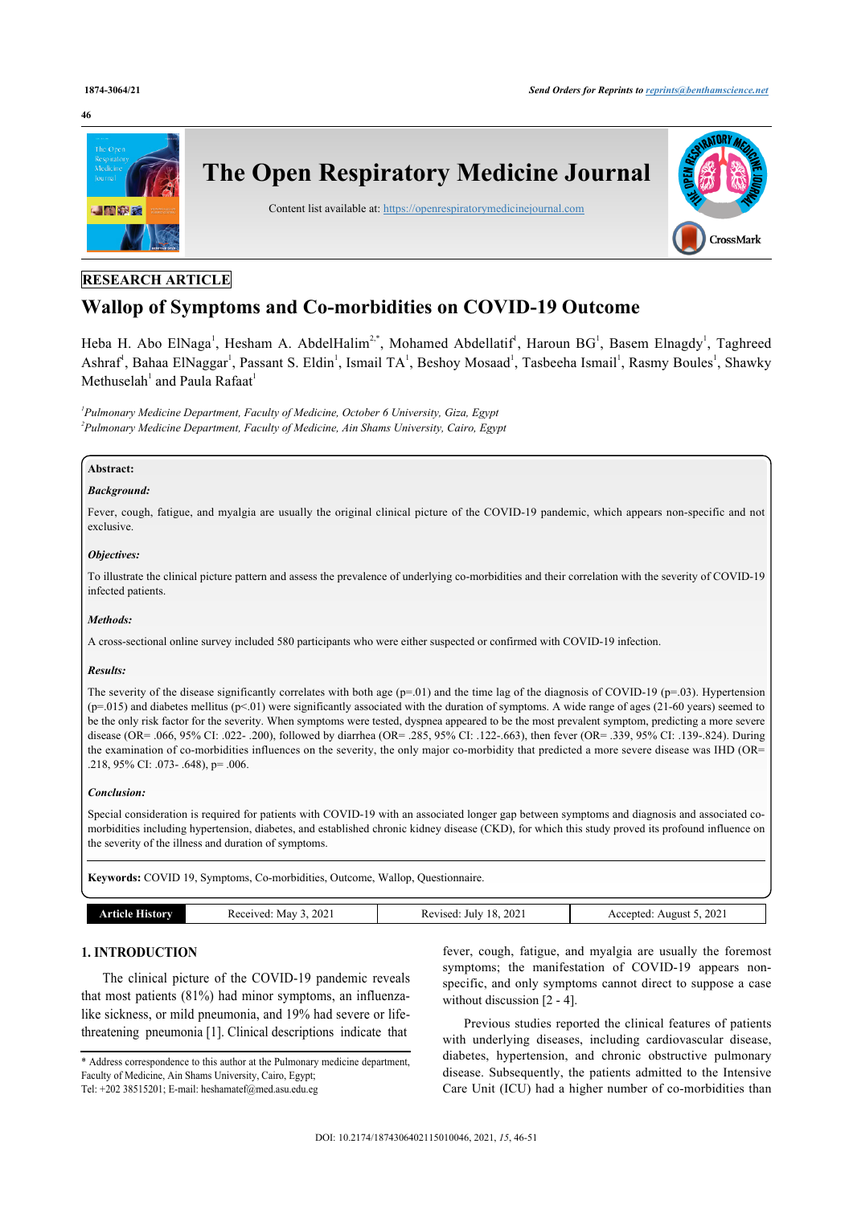RESEARCH ARTICLE

# Wallop of Symptoms and Co-morbidities on COVID-19 Outcome

Heba H. Abo ElNaga[1], Hesham A. AbdelHalim[2,*], Mohamed Abdellatif[1], Haroun BG[1], Basem Elnagdy[1], Taghreed Ashraf[1], Bahaa ElNaggar[1], Passant S. Eldin[1], Ismail TA[1], Beshoy Mosaad[1], Tasbeeha Ismail[1], Rasmy Boules[1], Shawky Methuselah[1] and Paula Rafaat[1]

[1]*Pulmonary Medicine Department, Faculty of Medicine, October 6 University, Giza, Egypt*
[2]*Pulmonary Medicine Department, Faculty of Medicine, Ain Shams University, Cairo, Egypt*

**Abstract:**

***Background:***

Fever, cough, fatigue, and myalgia are usually the original clinical picture of the COVID-19 pandemic, which appears non-specific and not exclusive.

***Objectives:***

To illustrate the clinical picture pattern and assess the prevalence of underlying co-morbidities and their correlation with the severity of COVID-19 infected patients.

***Methods:***

A cross-sectional online survey included 580 participants who were either suspected or confirmed with COVID-19 infection.

***Results:***

The severity of the disease significantly correlates with both age (p=.01) and the time lag of the diagnosis of COVID-19 (p=.03). Hypertension (p=.015) and diabetes mellitus (p<.01) were significantly associated with the duration of symptoms. A wide range of ages (21-60 years) seemed to be the only risk factor for the severity. When symptoms were tested, dyspnea appeared to be the most prevalent symptom, predicting a more severe disease (OR= .066, 95% CI: .022- .200), followed by diarrhea (OR= .285, 95% CI: .122-.663), then fever (OR= .339, 95% CI: .139-.824). During the examination of co-morbidities influences on the severity, the only major co-morbidity that predicted a more severe disease was IHD (OR= .218, 95% CI: .073- .648), p= .006.

***Conclusion:***

Special consideration is required for patients with COVID-19 with an associated longer gap between symptoms and diagnosis and associated co-morbidities including hypertension, diabetes, and established chronic kidney disease (CKD), for which this study proved its profound influence on the severity of the illness and duration of symptoms.

**Keywords:** COVID 19, Symptoms, Co-morbidities, Outcome, Wallop, Questionnaire.

| Article History | Received: May 3, 2021 | Revised: July 18, 2021 | Accepted: August 5, 2021 |
|---|---|---|---|

## 1. INTRODUCTION

The clinical picture of the COVID-19 pandemic reveals that most patients (81%) had minor symptoms, an influenza-like sickness, or mild pneumonia, and 19% had severe or life-threatening pneumonia [1]. Clinical descriptions indicate that fever, cough, fatigue, and myalgia are usually the foremost symptoms; the manifestation of COVID-19 appears non-specific, and only symptoms cannot direct to suppose a case without discussion [2 - 4].

Previous studies reported the clinical features of patients with underlying diseases, including cardiovascular disease, diabetes, hypertension, and chronic obstructive pulmonary disease. Subsequently, the patients admitted to the Intensive Care Unit (ICU) had a higher number of co-morbidities than

\* Address correspondence to this author at the Pulmonary medicine department, Faculty of Medicine, Ain Shams University, Cairo, Egypt; Tel: +202 38515201; E-mail: heshamatef@med.asu.edu.eg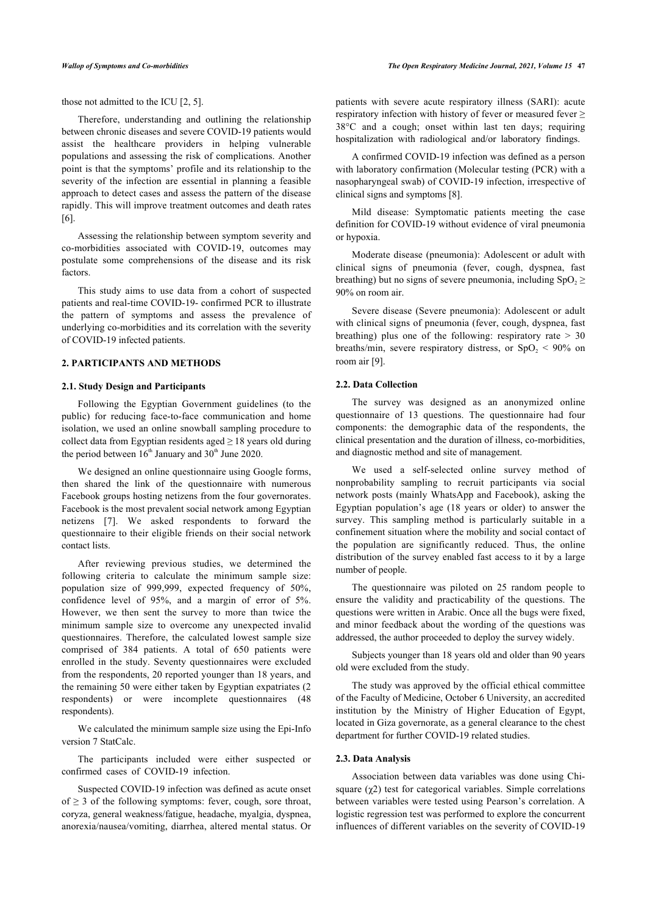those not admitted to the ICU [2, 5].

Therefore, understanding and outlining the relationship between chronic diseases and severe COVID-19 patients would assist the healthcare providers in helping vulnerable populations and assessing the risk of complications. Another point is that the symptoms' profile and its relationship to the severity of the infection are essential in planning a feasible approach to detect cases and assess the pattern of the disease rapidly. This will improve treatment outcomes and death rates [6].

Assessing the relationship between symptom severity and co-morbidities associated with COVID-19, outcomes may postulate some comprehensions of the disease and its risk factors.

This study aims to use data from a cohort of suspected patients and real-time COVID-19- confirmed PCR to illustrate the pattern of symptoms and assess the prevalence of underlying co-morbidities and its correlation with the severity of COVID-19 infected patients.

## 2. PARTICIPANTS AND METHODS

### 2.1. Study Design and Participants

Following the Egyptian Government guidelines (to the public) for reducing face-to-face communication and home isolation, we used an online snowball sampling procedure to collect data from Egyptian residents aged ≥ 18 years old during the period between 16th January and 30th June 2020.

We designed an online questionnaire using Google forms, then shared the link of the questionnaire with numerous Facebook groups hosting netizens from the four governorates. Facebook is the most prevalent social network among Egyptian netizens [7]. We asked respondents to forward the questionnaire to their eligible friends on their social network contact lists.

After reviewing previous studies, we determined the following criteria to calculate the minimum sample size: population size of 999,999, expected frequency of 50%, confidence level of 95%, and a margin of error of 5%. However, we then sent the survey to more than twice the minimum sample size to overcome any unexpected invalid questionnaires. Therefore, the calculated lowest sample size comprised of 384 patients. A total of 650 patients were enrolled in the study. Seventy questionnaires were excluded from the respondents, 20 reported younger than 18 years, and the remaining 50 were either taken by Egyptian expatriates (2 respondents) or were incomplete questionnaires (48 respondents).

We calculated the minimum sample size using the Epi-Info version 7 StatCalc.

The participants included were either suspected or confirmed cases of COVID-19 infection.

Suspected COVID-19 infection was defined as acute onset of ≥ 3 of the following symptoms: fever, cough, sore throat, coryza, general weakness/fatigue, headache, myalgia, dyspnea, anorexia/nausea/vomiting, diarrhea, altered mental status. Or patients with severe acute respiratory illness (SARI): acute respiratory infection with history of fever or measured fever ≥ 38°C and a cough; onset within last ten days; requiring hospitalization with radiological and/or laboratory findings.

A confirmed COVID-19 infection was defined as a person with laboratory confirmation (Molecular testing (PCR) with a nasopharyngeal swab) of COVID-19 infection, irrespective of clinical signs and symptoms [8].

Mild disease: Symptomatic patients meeting the case definition for COVID-19 without evidence of viral pneumonia or hypoxia.

Moderate disease (pneumonia): Adolescent or adult with clinical signs of pneumonia (fever, cough, dyspnea, fast breathing) but no signs of severe pneumonia, including $SpO_2 \geq 90\%$ on room air.

Severe disease (Severe pneumonia): Adolescent or adult with clinical signs of pneumonia (fever, cough, dyspnea, fast breathing) plus one of the following: respiratory rate > 30 breaths/min, severe respiratory distress, or $SpO_2 < 90\%$ on room air [9].

### 2.2. Data Collection

The survey was designed as an anonymized online questionnaire of 13 questions. The questionnaire had four components: the demographic data of the respondents, the clinical presentation and the duration of illness, co-morbidities, and diagnostic method and site of management.

We used a self-selected online survey method of nonprobability sampling to recruit participants via social network posts (mainly WhatsApp and Facebook), asking the Egyptian population's age (18 years or older) to answer the survey. This sampling method is particularly suitable in a confinement situation where the mobility and social contact of the population are significantly reduced. Thus, the online distribution of the survey enabled fast access to it by a large number of people.

The questionnaire was piloted on 25 random people to ensure the validity and practicability of the questions. The questions were written in Arabic. Once all the bugs were fixed, and minor feedback about the wording of the questions was addressed, the author proceeded to deploy the survey widely.

Subjects younger than 18 years old and older than 90 years old were excluded from the study.

The study was approved by the official ethical committee of the Faculty of Medicine, October 6 University, an accredited institution by the Ministry of Higher Education of Egypt, located in Giza governorate, as a general clearance to the chest department for further COVID-19 related studies.

### 2.3. Data Analysis

Association between data variables was done using Chi-square ($\chi 2$) test for categorical variables. Simple correlations between variables were tested using Pearson's correlation. A logistic regression test was performed to explore the concurrent influences of different variables on the severity of COVID-19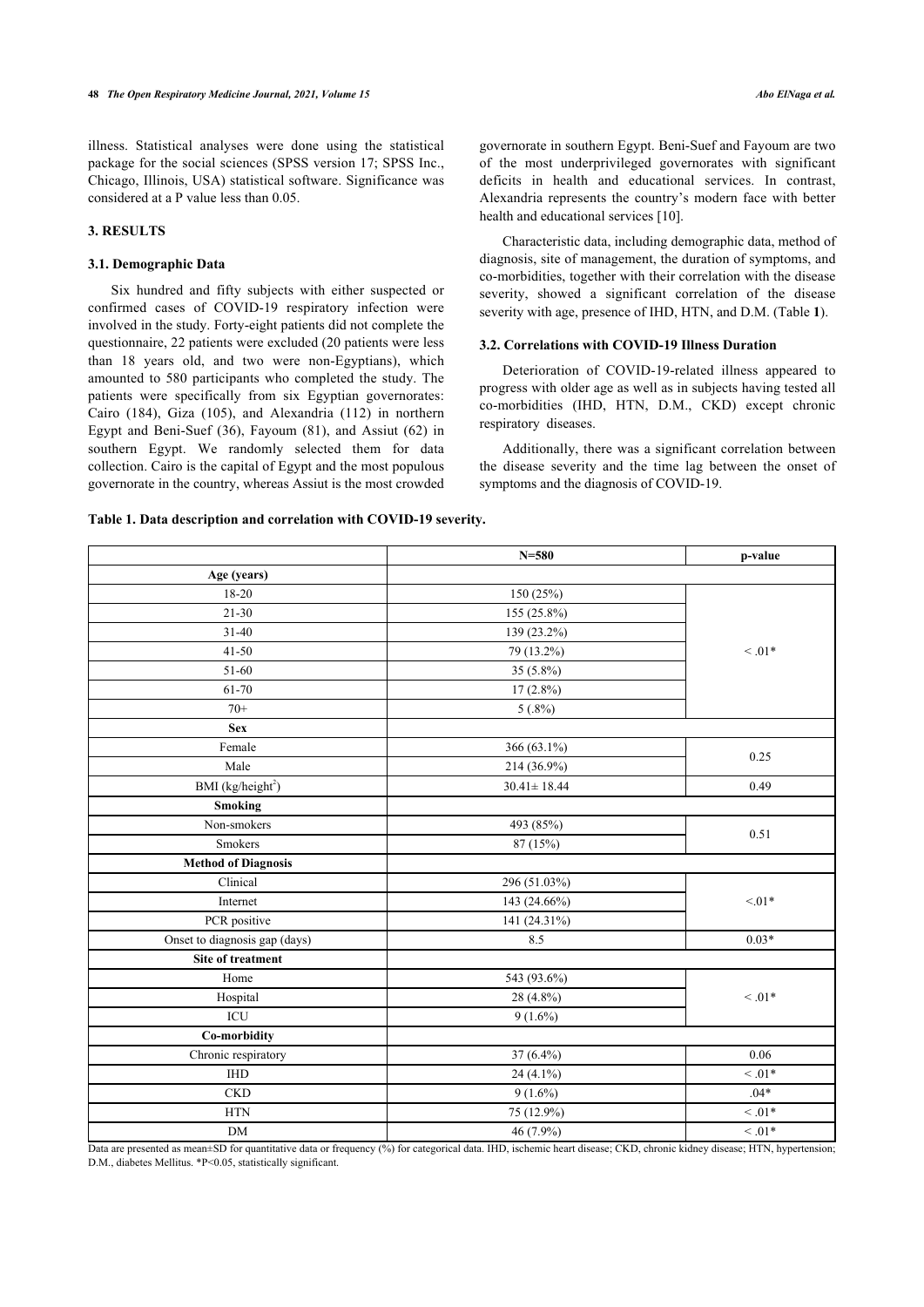illness. Statistical analyses were done using the statistical package for the social sciences (SPSS version 17; SPSS Inc., Chicago, Illinois, USA) statistical software. Significance was considered at a P value less than 0.05.

## 3. RESULTS

### 3.1. Demographic Data

Six hundred and fifty subjects with either suspected or confirmed cases of COVID-19 respiratory infection were involved in the study. Forty-eight patients did not complete the questionnaire, 22 patients were excluded (20 patients were less than 18 years old, and two were non-Egyptians), which amounted to 580 participants who completed the study. The patients were specifically from six Egyptian governorates: Cairo (184), Giza (105), and Alexandria (112) in northern Egypt and Beni-Suef (36), Fayoum (81), and Assiut (62) in southern Egypt. We randomly selected them for data collection. Cairo is the capital of Egypt and the most populous governorate in the country, whereas Assiut is the most crowded governorate in southern Egypt. Beni-Suef and Fayoum are two of the most underprivileged governorates with significant deficits in health and educational services. In contrast, Alexandria represents the country's modern face with better health and educational services [10].

Characteristic data, including demographic data, method of diagnosis, site of management, the duration of symptoms, and co-morbidities, together with their correlation with the disease severity, showed a significant correlation of the disease severity with age, presence of IHD, HTN, and D.M. (Table **1**).

### 3.2. Correlations with COVID-19 Illness Duration

Deterioration of COVID-19-related illness appeared to progress with older age as well as in subjects having tested all co-morbidities (IHD, HTN, D.M., CKD) except chronic respiratory diseases.

Additionally, there was a significant correlation between the disease severity and the time lag between the onset of symptoms and the diagnosis of COVID-19.

**Table 1. Data description and correlation with COVID-19 severity.**

| | N=580 | p-value |
|---|---|---|
| **Age (years)** | | |
| 18-20 | 150 (25%) | < .01* |
| 21-30 | 155 (25.8%) | |
| 31-40 | 139 (23.2%) | |
| 41-50 | 79 (13.2%) | |
| 51-60 | 35 (5.8%) | |
| 61-70 | 17 (2.8%) | |
| 70+ | 5 (.8%) | |
| **Sex** | | |
| Female | 366 (63.1%) | 0.25 |
| Male | 214 (36.9%) | |
| BMI (kg/height$^2$) | 30.41± 18.44 | 0.49 |
| **Smoking** | | |
| Non-smokers | 493 (85%) | 0.51 |
| Smokers | 87 (15%) | |
| **Method of Diagnosis** | | |
| Clinical | 296 (51.03%) | <.01* |
| Internet | 143 (24.66%) | |
| PCR positive | 141 (24.31%) | |
| Onset to diagnosis gap (days) | 8.5 | 0.03* |
| **Site of treatment** | | |
| Home | 543 (93.6%) | < .01* |
| Hospital | 28 (4.8%) | |
| ICU | 9 (1.6%) | |
| **Co-morbidity** | | |
| Chronic respiratory | 37 (6.4%) | 0.06 |
| IHD | 24 (4.1%) | < .01* |
| CKD | 9 (1.6%) | .04* |
| HTN | 75 (12.9%) | < .01* |
| DM | 46 (7.9%) | < .01* |

Data are presented as mean±SD for quantitative data or frequency (%) for categorical data. IHD, ischemic heart disease; CKD, chronic kidney disease; HTN, hypertension; D.M., diabetes Mellitus. *P<0.05, statistically significant.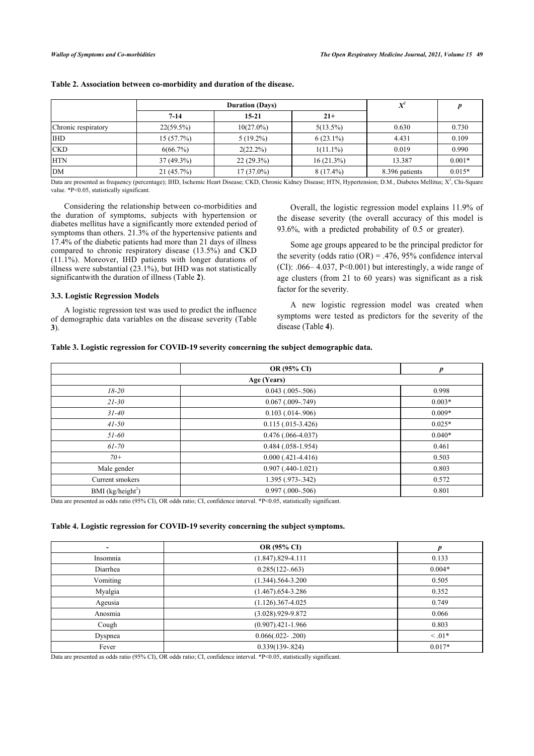**Table 2. Association between co-morbidity and duration of the disease.**

| | Duration (Days) | | | $X^2$ | $p$ |
|---|---|---|---|---|---|
| | 7-14 | 15-21 | 21+ | | |
| Chronic respiratory | 22(59.5%) | 10(27.0%) | 5(13.5%) | 0.630 | 0.730 |
| IHD | 15 (57.7%) | 5 (19.2%) | 6 (23.1%) | 4.431 | 0.109 |
| CKD | 6(66.7%) | 2(22.2%) | 1(11.1%) | 0.019 | 0.990 |
| HTN | 37 (49.3%) | 22 (29.3%) | 16 (21.3%) | 13.387 | 0.001* |
| DM | 21 (45.7%) | 17 (37.0%) | 8 (17.4%) | 8.396 patients | 0.015* |

Data are presented as frequency (percentage); IHD, Ischemic Heart Disease; CKD, Chronic Kidney Disease; HTN, Hypertension; D.M., Diabetes Mellitus; $X^2$, Chi-Square value. *P<0.05, statistically significant.

Considering the relationship between co-morbidities and the duration of symptoms, subjects with hypertension or diabetes mellitus have a significantly more extended period of symptoms than others. 21.3% of the hypertensive patients and 17.4% of the diabetic patients had more than 21 days of illness compared to chronic respiratory disease (13.5%) and CKD (11.1%). Moreover, IHD patients with longer durations of illness were substantial (23.1%), but IHD was not statistically significantwith the duration of illness (Table **2**).

### 3.3. Logistic Regression Models

A logistic regression test was used to predict the influence of demographic data variables on the disease severity (Table **3**).

Overall, the logistic regression model explains 11.9% of the disease severity (the overall accuracy of this model is 93.6%, with a predicted probability of 0.5 or greater).

Some age groups appeared to be the principal predictor for the severity (odds ratio (OR) = .476, 95% confidence interval (CI): .066– 4.037, P<0.001) but interestingly, a wide range of age clusters (from 21 to 60 years) was significant as a risk factor for the severity.

A new logistic regression model was created when symptoms were tested as predictors for the severity of the disease (Table **4**).

**Table 3. Logistic regression for COVID-19 severity concerning the subject demographic data.**

| | OR (95% CI) | $p$ |
|---|---|---|
| **Age (Years)** | | |
| *18-20* | 0.043 (.005-.506) | 0.998 |
| *21-30* | 0.067 (.009-.749) | 0.003* |
| *31-40* | 0.103 (.014-.906) | 0.009* |
| *41-50* | 0.115 (.015-3.426) | 0.025* |
| *51-60* | 0.476 (.066-4.037) | 0.040* |
| *61-70* | 0.484 (.058-1.954) | 0.461 |
| *70+* | 0.000 (.421-4.416) | 0.503 |
| Male gender | 0.907 (.440-1.021) | 0.803 |
| Current smokers | 1.395 (.973-.342) | 0.572 |
| BMI (kg/height$^2$) | 0.997 (.000-.506) | 0.801 |

Data are presented as odds ratio (95% CI), OR odds ratio; CI, confidence interval. *P<0.05, statistically significant.

**Table 4. Logistic regression for COVID-19 severity concerning the subject symptoms.**

| - | OR (95% CI) | $p$ |
|---|---|---|
| Insomnia | (1.847).829-4.111 | 0.133 |
| Diarrhea | 0.285(122-.663) | 0.004* |
| Vomiting | (1.344).564-3.200 | 0.505 |
| Myalgia | (1.467).654-3.286 | 0.352 |
| Ageusia | (1.126).367-4.025 | 0.749 |
| Anosmia | (3.028).929-9.872 | 0.066 |
| Cough | (0.907).421-1.966 | 0.803 |
| Dyspnea | 0.066(.022- .200) | < .01* |
| Fever | 0.339(139-.824) | 0.017* |

Data are presented as odds ratio (95% CI), OR odds ratio; CI, confidence interval. *P<0.05, statistically significant.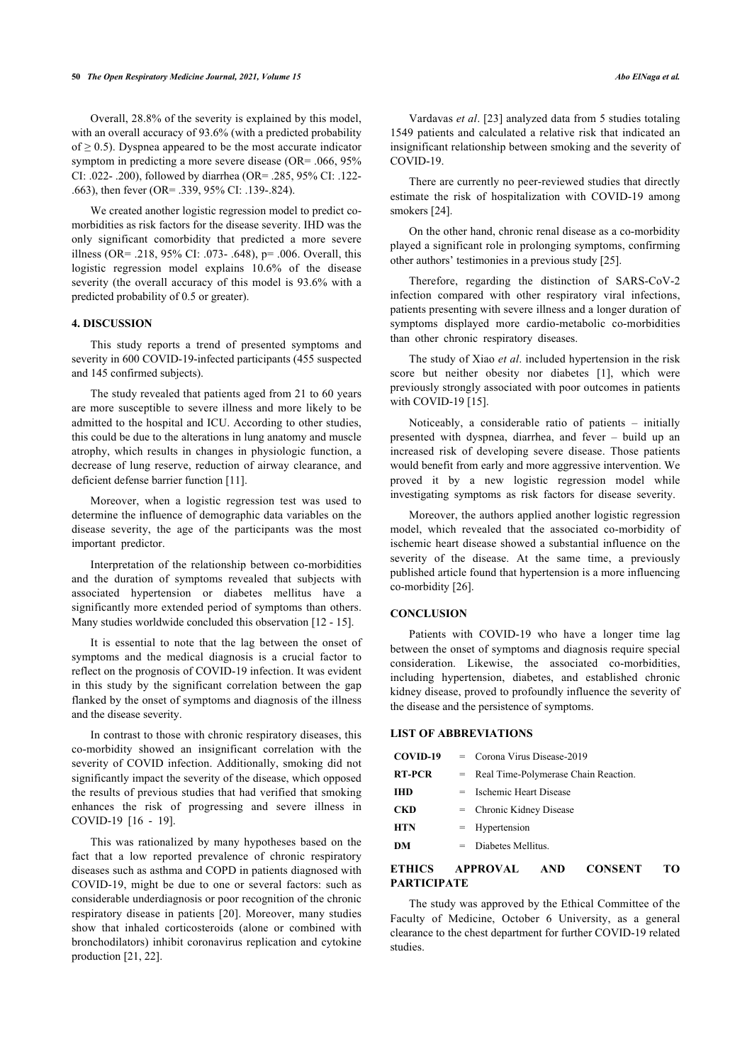Overall, 28.8% of the severity is explained by this model, with an overall accuracy of 93.6% (with a predicted probability of $\geq 0.5$). Dyspnea appeared to be the most accurate indicator symptom in predicting a more severe disease (OR= .066, 95% CI: .022- .200), followed by diarrhea (OR= .285, 95% CI: .122- .663), then fever (OR= .339, 95% CI: .139-.824).

We created another logistic regression model to predict co-morbidities as risk factors for the disease severity. IHD was the only significant comorbidity that predicted a more severe illness (OR= .218, 95% CI: .073- .648), p= .006. Overall, this logistic regression model explains 10.6% of the disease severity (the overall accuracy of this model is 93.6% with a predicted probability of 0.5 or greater).

## 4. DISCUSSION

This study reports a trend of presented symptoms and severity in 600 COVID-19-infected participants (455 suspected and 145 confirmed subjects).

The study revealed that patients aged from 21 to 60 years are more susceptible to severe illness and more likely to be admitted to the hospital and ICU. According to other studies, this could be due to the alterations in lung anatomy and muscle atrophy, which results in changes in physiologic function, a decrease of lung reserve, reduction of airway clearance, and deficient defense barrier function [11].

Moreover, when a logistic regression test was used to determine the influence of demographic data variables on the disease severity, the age of the participants was the most important predictor.

Interpretation of the relationship between co-morbidities and the duration of symptoms revealed that subjects with associated hypertension or diabetes mellitus have a significantly more extended period of symptoms than others. Many studies worldwide concluded this observation [12 - 15].

It is essential to note that the lag between the onset of symptoms and the medical diagnosis is a crucial factor to reflect on the prognosis of COVID-19 infection. It was evident in this study by the significant correlation between the gap flanked by the onset of symptoms and diagnosis of the illness and the disease severity.

In contrast to those with chronic respiratory diseases, this co-morbidity showed an insignificant correlation with the severity of COVID infection. Additionally, smoking did not significantly impact the severity of the disease, which opposed the results of previous studies that had verified that smoking enhances the risk of progressing and severe illness in COVID-19 [16 - 19].

This was rationalized by many hypotheses based on the fact that a low reported prevalence of chronic respiratory diseases such as asthma and COPD in patients diagnosed with COVID-19, might be due to one or several factors: such as considerable underdiagnosis or poor recognition of the chronic respiratory disease in patients [20]. Moreover, many studies show that inhaled corticosteroids (alone or combined with bronchodilators) inhibit coronavirus replication and cytokine production [21, 22].

Vardavas *et al*. [23] analyzed data from 5 studies totaling 1549 patients and calculated a relative risk that indicated an insignificant relationship between smoking and the severity of COVID-19.

There are currently no peer-reviewed studies that directly estimate the risk of hospitalization with COVID-19 among smokers [24].

On the other hand, chronic renal disease as a co-morbidity played a significant role in prolonging symptoms, confirming other authors' testimonies in a previous study [25].

Therefore, regarding the distinction of SARS-CoV-2 infection compared with other respiratory viral infections, patients presenting with severe illness and a longer duration of symptoms displayed more cardio-metabolic co-morbidities than other chronic respiratory diseases.

The study of Xiao *et al*. included hypertension in the risk score but neither obesity nor diabetes [1], which were previously strongly associated with poor outcomes in patients with COVID-19 [15].

Noticeably, a considerable ratio of patients – initially presented with dyspnea, diarrhea, and fever – build up an increased risk of developing severe disease. Those patients would benefit from early and more aggressive intervention. We proved it by a new logistic regression model while investigating symptoms as risk factors for disease severity.

Moreover, the authors applied another logistic regression model, which revealed that the associated co-morbidity of ischemic heart disease showed a substantial influence on the severity of the disease. At the same time, a previously published article found that hypertension is a more influencing co-morbidity [26].

## CONCLUSION

Patients with COVID-19 who have a longer time lag between the onset of symptoms and diagnosis require special consideration. Likewise, the associated co-morbidities, including hypertension, diabetes, and established chronic kidney disease, proved to profoundly influence the severity of the disease and the persistence of symptoms.

## LIST OF ABBREVIATIONS

| | | |
|---|---|---|
| **COVID-19** | = | Corona Virus Disease-2019 |
| **RT-PCR** | = | Real Time-Polymerase Chain Reaction. |
| **IHD** | = | Ischemic Heart Disease |
| **CKD** | = | Chronic Kidney Disease |
| **HTN** | = | Hypertension |
| **DM** | = | Diabetes Mellitus. |

## ETHICS APPROVAL AND CONSENT TO PARTICIPATE

The study was approved by the Ethical Committee of the Faculty of Medicine, October 6 University, as a general clearance to the chest department for further COVID-19 related studies.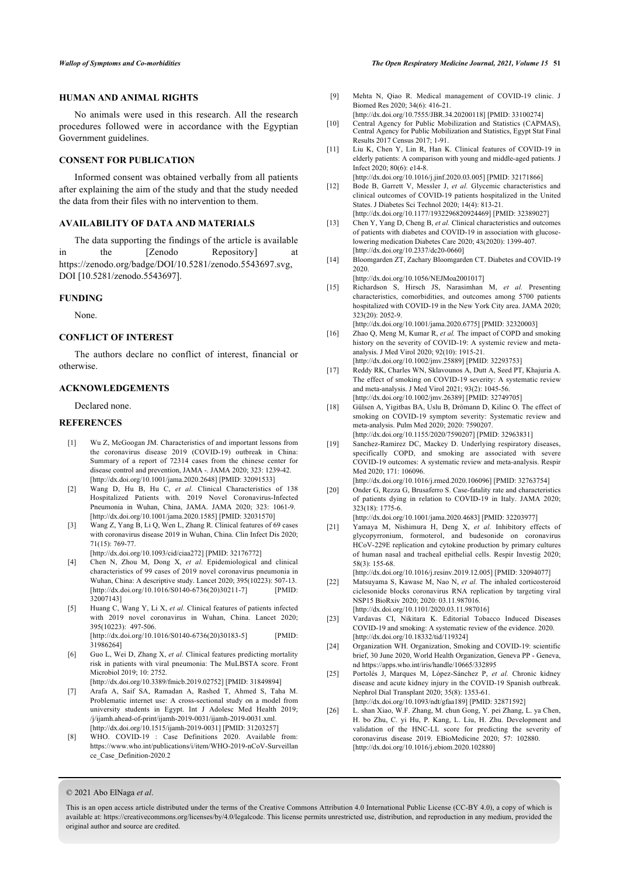## HUMAN AND ANIMAL RIGHTS

No animals were used in this research. All the research procedures followed were in accordance with the Egyptian Government guidelines.

## CONSENT FOR PUBLICATION

Informed consent was obtained verbally from all patients after explaining the aim of the study and that the study needed the data from their files with no intervention to them.

## AVAILABILITY OF DATA AND MATERIALS

The data supporting the findings of the article is available in the [Zenodo Repository] at https://zenodo.org/badge/DOI/10.5281/zenodo.5543697.svg, DOI [10.5281/zenodo.5543697].

## FUNDING

None.

## CONFLICT OF INTEREST

The authors declare no conflict of interest, financial or otherwise.

## ACKNOWLEDGEMENTS

Declared none.

## REFERENCES

[1] Wu Z, McGoogan JM. Characteristics of and important lessons from the coronavirus disease 2019 (COVID-19) outbreak in China: Summary of a report of 72314 cases from the chinese center for disease control and prevention, JAMA -. JAMA 2020; 323: 1239-42. [http://dx.doi.org/10.1001/jama.2020.2648] [PMID: 32091533]

[2] Wang D, Hu B, Hu C, *et al.* Clinical Characteristics of 138 Hospitalized Patients with. 2019 Novel Coronavirus-Infected Pneumonia in Wuhan, China, JAMA. JAMA 2020; 323: 1061-9. [http://dx.doi.org/10.1001/jama.2020.1585] [PMID: 32031570]

[3] Wang Z, Yang B, Li Q, Wen L, Zhang R. Clinical features of 69 cases with coronavirus disease 2019 in Wuhan, China. Clin Infect Dis 2020; 71(15): 769-77. [http://dx.doi.org/10.1093/cid/ciaa272] [PMID: 32176772]

[4] Chen N, Zhou M, Dong X, *et al.* Epidemiological and clinical characteristics of 99 cases of 2019 novel coronavirus pneumonia in Wuhan, China: A descriptive study. Lancet 2020; 395(10223): 507-13. [http://dx.doi.org/10.1016/S0140-6736(20)30211-7] [PMID: 32007143]

[5] Huang C, Wang Y, Li X, *et al.* Clinical features of patients infected with 2019 novel coronavirus in Wuhan, China. Lancet 2020; 395(10223): 497-506. [http://dx.doi.org/10.1016/S0140-6736(20)30183-5] [PMID: 31986264]

[6] Guo L, Wei D, Zhang X, *et al.* Clinical features predicting mortality risk in patients with viral pneumonia: The MuLBSTA score. Front Microbiol 2019; 10: 2752. [http://dx.doi.org/10.3389/fmicb.2019.02752] [PMID: 31849894]

[7] Arafa A, Saif SA, Ramadan A, Rashed T, Ahmed S, Taha M. Problematic internet use: A cross-sectional study on a model from university students in Egypt. Int J Adolesc Med Health 2019; /j/ijamh.ahead-of-print/ijamh-2019-0031/ijamh-2019-0031.xml. [http://dx.doi.org/10.1515/ijamh-2019-0031] [PMID: 31203257]

[8] WHO. COVID-19 : Case Definitions 2020. Available from: https://www.who.int/publications/i/item/WHO-2019-nCoV-Surveillance_Case_Definition-2020.2

[9] Mehta N, Qiao R. Medical management of COVID-19 clinic. J Biomed Res 2020; 34(6): 416-21. [http://dx.doi.org/10.7555/JBR.34.20200118] [PMID: 33100274]

[10] Central Agency for Public Mobilization and Statistics (CAPMAS), Central Agency for Public Mobilization and Statistics, Egypt Stat Final Results 2017 Census 2017; 1-91.

[11] Liu K, Chen Y, Lin R, Han K. Clinical features of COVID-19 in elderly patients: A comparison with young and middle-aged patients. J Infect 2020; 80(6): e14-8. [http://dx.doi.org/10.1016/j.jinf.2020.03.005] [PMID: 32171866]

[12] Bode B, Garrett V, Messler J, *et al.* Glycemic characteristics and clinical outcomes of COVID-19 patients hospitalized in the United States. J Diabetes Sci Technol 2020; 14(4): 813-21. [http://dx.doi.org/10.1177/1932296820924469] [PMID: 32389027]

[13] Chen Y, Yang D, Cheng B, *et al.* Clinical characteristics and outcomes of patients with diabetes and COVID-19 in association with glucose-lowering medication Diabetes Care 2020; 43(2020): 1399-407. [http://dx.doi.org/10.2337/dc20-0660]

[14] Bloomgarden ZT, Zachary Bloomgarden CT. Diabetes and COVID-19 2020. [http://dx.doi.org/10.1056/NEJMoa2001017]

[15] Richardson S, Hirsch JS, Narasimhan M, *et al.* Presenting characteristics, comorbidities, and outcomes among 5700 patients hospitalized with COVID-19 in the New York City area. JAMA 2020; 323(20): 2052-9. [http://dx.doi.org/10.1001/jama.2020.6775] [PMID: 32320003]

[16] Zhao Q, Meng M, Kumar R, *et al.* The impact of COPD and smoking history on the severity of COVID-19: A systemic review and meta-analysis. J Med Virol 2020; 92(10): 1915-21. [http://dx.doi.org/10.1002/jmv.25889] [PMID: 32293753]

[17] Reddy RK, Charles WN, Sklavounos A, Dutt A, Seed PT, Khajuria A. The effect of smoking on COVID-19 severity: A systematic review and meta-analysis. J Med Virol 2021; 93(2): 1045-56. [http://dx.doi.org/10.1002/jmv.26389] [PMID: 32749705]

[18] Gülsen A, Yigitbas BA, Uslu B, Drömann D, Kilinc O. The effect of smoking on COVID-19 symptom severity: Systematic review and meta-analysis. Pulm Med 2020; 2020: 7590207. [http://dx.doi.org/10.1155/2020/7590207] [PMID: 32963831]

[19] Sanchez-Ramirez DC, Mackey D. Underlying respiratory diseases, specifically COPD, and smoking are associated with severe COVID-19 outcomes: A systematic review and meta-analysis. Respir Med 2020; 171: 106096. [http://dx.doi.org/10.1016/j.rmed.2020.106096] [PMID: 32763754]

[20] Onder G, Rezza G, Brusaferro S. Case-fatality rate and characteristics of patients dying in relation to COVID-19 in Italy. JAMA 2020; 323(18): 1775-6. [http://dx.doi.org/10.1001/jama.2020.4683] [PMID: 32203977]

[21] Yamaya M, Nishimura H, Deng X, *et al.* Inhibitory effects of glycopyrronium, formoterol, and budesonide on coronavirus HCoV-229E replication and cytokine production by primary cultures of human nasal and tracheal epithelial cells. Respir Investig 2020; 58(3): 155-68. [http://dx.doi.org/10.1016/j.resinv.2019.12.005] [PMID: 32094077]

[22] Matsuyama S, Kawase M, Nao N, *et al.* The inhaled corticosteroid ciclesonide blocks coronavirus RNA replication by targeting viral NSP15 BioRxiv 2020; 2020: 03.11.987016. [http://dx.doi.org/10.1101/2020.03.11.987016]

[23] Vardavas CI, Nikitara K. Editorial Tobacco Induced Diseases COVID-19 and smoking: A systematic review of the evidence. 2020. [http://dx.doi.org/10.18332/tid/119324]

[24] Organization WH. Organization, Smoking and COVID-19: scientific brief, 30 June 2020, World Health Organization, Geneva PP - Geneva, nd https://apps.who.int/iris/handle/10665/332895

[25] Portolés J, Marques M, López-Sánchez P, *et al.* Chronic kidney disease and acute kidney injury in the COVID-19 Spanish outbreak. Nephrol Dial Transplant 2020; 35(8): 1353-61. [http://dx.doi.org/10.1093/ndt/gfaa189] [PMID: 32871592]

[26] L. shan Xiao, W.F. Zhang, M. chun Gong, Y. pei Zhang, L. ya Chen, H. bo Zhu, C. yi Hu, P. Kang, L. Liu, H. Zhu. Development and validation of the HNC-LL score for predicting the severity of coronavirus disease 2019. EBioMedicine 2020; 57: 102880. [http://dx.doi.org/10.1016/j.ebiom.2020.102880]

© 2021 Abo ElNaga *et al*.

This is an open access article distributed under the terms of the Creative Commons Attribution 4.0 International Public License (CC-BY 4.0), a copy of which is available at: https://creativecommons.org/licenses/by/4.0/legalcode. This license permits unrestricted use, distribution, and reproduction in any medium, provided the original author and source are credited.